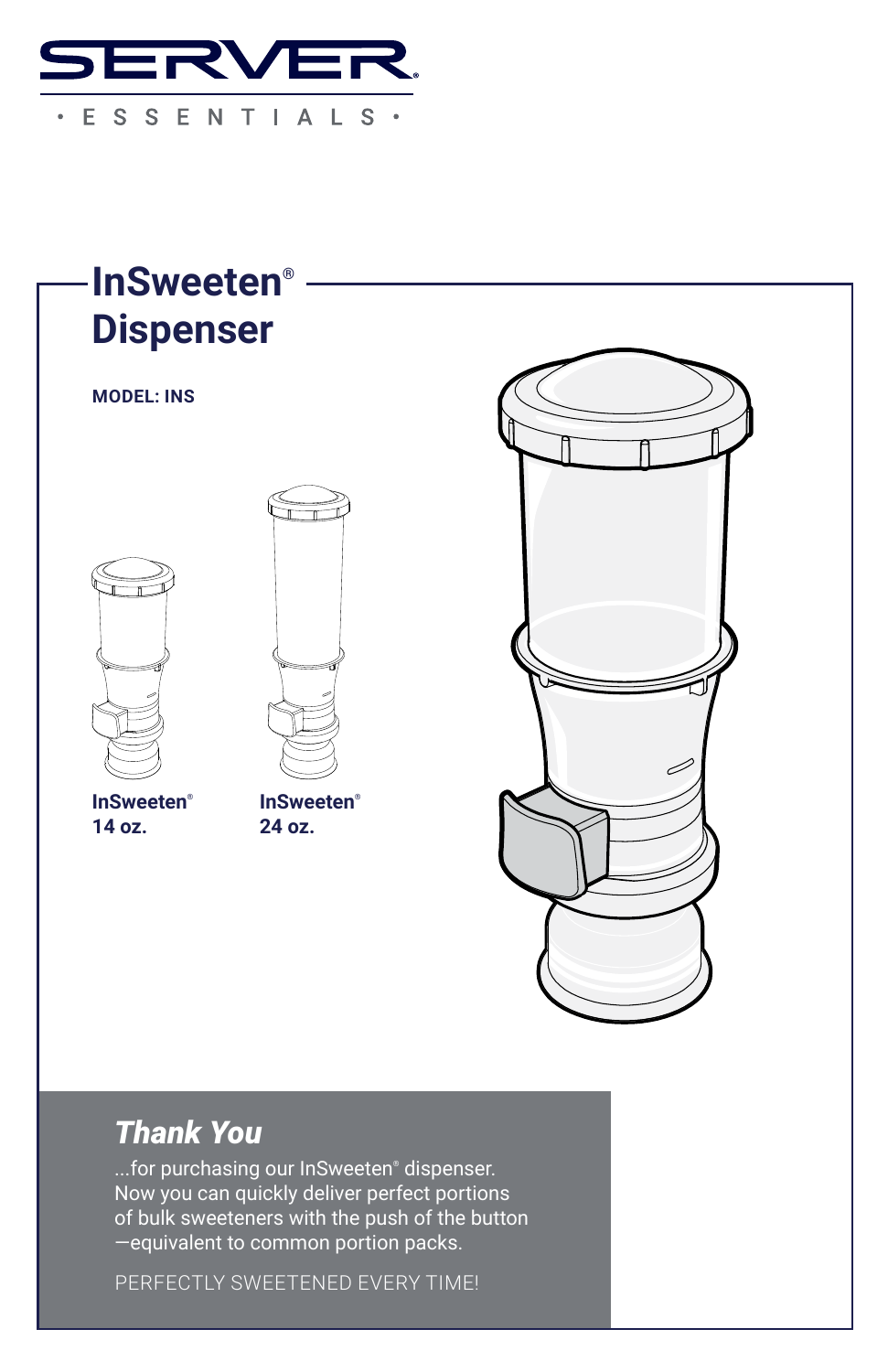SERVER

• ESSENTIALS •

# InSweeten® Dispenser

**MODEL: INS**

**InSweeten® 14 oz.**

**InSweeten® 24 oz.**

## *Thank You*

...for purchasing our InSweeten® dispenser. Now you can quickly deliver perfect portions of bulk sweeteners with the push of the button —equivalent to common portion packs.

PERFECTLY SWEETENED EVERY TIME!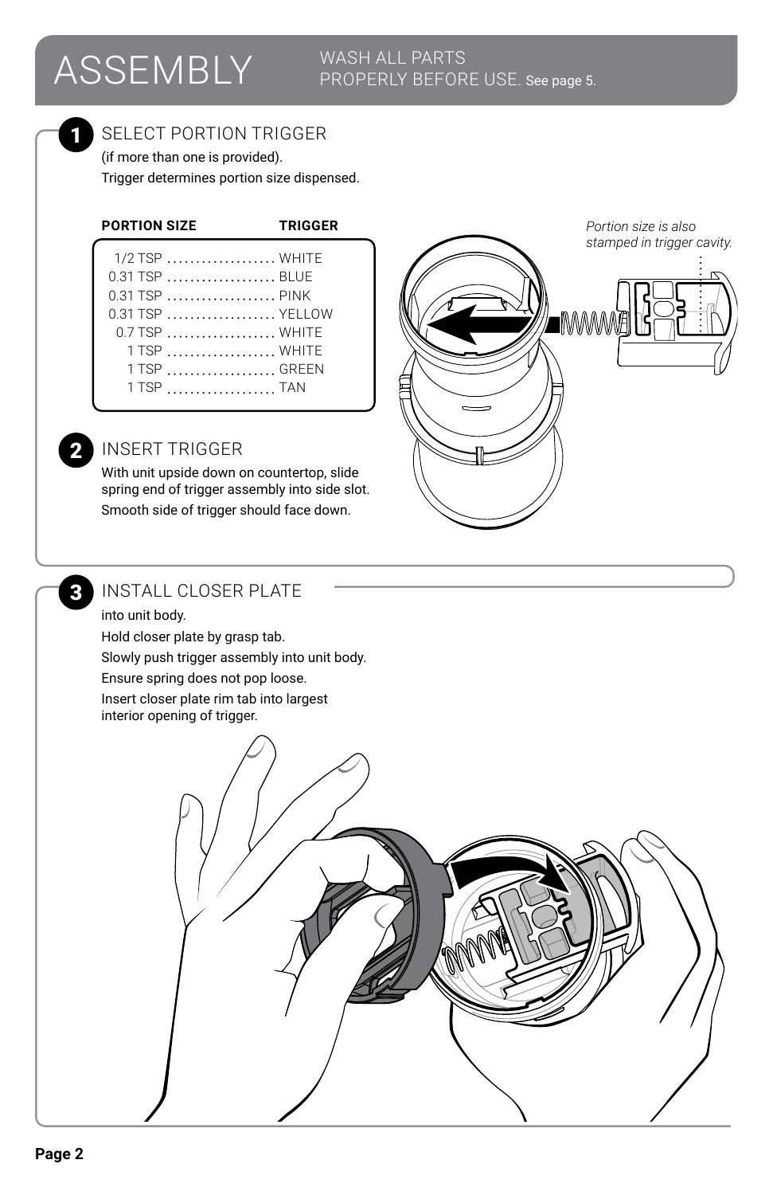# ASSEMBLY

WASH ALL PARTS PROPERLY BEFORE USE. See page 5.

## 1 SELECT PORTION TRIGGER

(if more than one is provided).
Trigger determines portion size dispensed.

| PORTION SIZE | TRIGGER |
|---|---|
| 1/2 TSP | WHITE |
| 0.31 TSP | BLUE |
| 0.31 TSP | PINK |
| 0.31 TSP | YELLOW |
| 0.7 TSP | WHITE |
| 1 TSP | WHITE |
| 1 TSP | GREEN |
| 1 TSP | TAN |

*Portion size is also stamped in trigger cavity.*

## 2 INSERT TRIGGER

With unit upside down on countertop, slide spring end of trigger assembly into side slot.
Smooth side of trigger should face down.

## 3 INSTALL CLOSER PLATE

into unit body.
Hold closer plate by grasp tab.
Slowly push trigger assembly into unit body.
Ensure spring does not pop loose.
Insert closer plate rim tab into largest interior opening of trigger.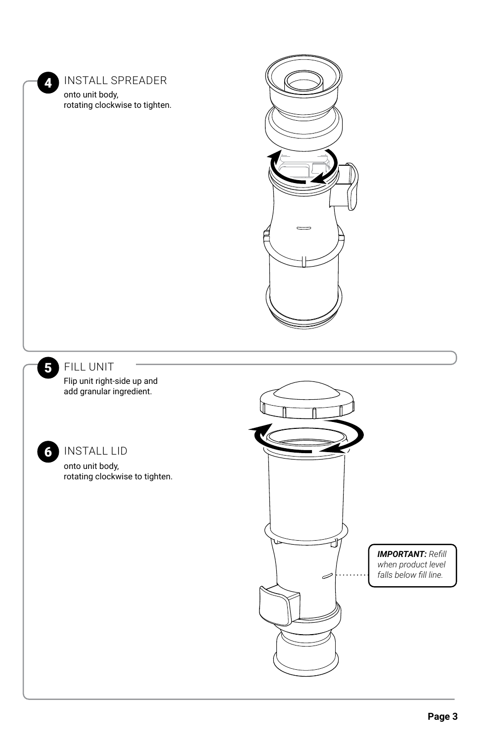## 4 INSTALL SPREADER

onto unit body,
rotating clockwise to tighten.

## 5 FILL UNIT

Flip unit right-side up and
add granular ingredient.

## 6 INSTALL LID

onto unit body,
rotating clockwise to tighten.

***IMPORTANT:*** *Refill when product level falls below fill line.*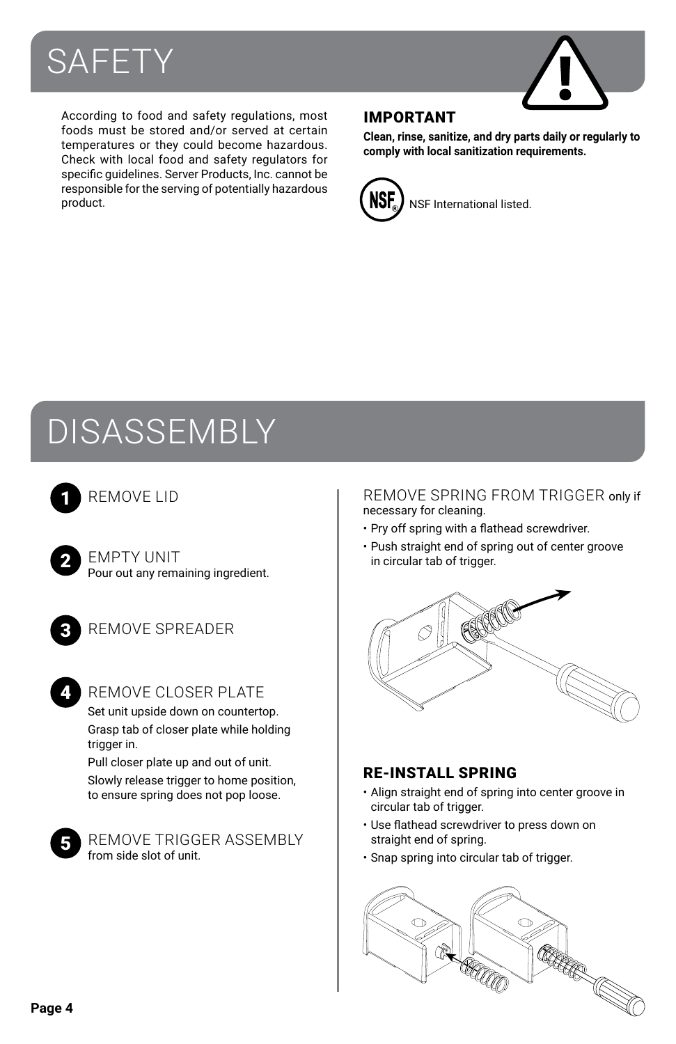# SAFETY

According to food and safety regulations, most foods must be stored and/or served at certain temperatures or they could become hazardous. Check with local food and safety regulators for specific guidelines. Server Products, Inc. cannot be responsible for the serving of potentially hazardous product.

### IMPORTANT

**Clean, rinse, sanitize, and dry parts daily or regularly to comply with local sanitization requirements.**

NSF International listed.

# DISASSEMBLY

**1** REMOVE LID

**2** EMPTY UNIT
Pour out any remaining ingredient.

**3** REMOVE SPREADER

**4** REMOVE CLOSER PLATE
Set unit upside down on countertop.
Grasp tab of closer plate while holding trigger in.
Pull closer plate up and out of unit.
Slowly release trigger to home position, to ensure spring does not pop loose.

**5** REMOVE TRIGGER ASSEMBLY
from side slot of unit.

REMOVE SPRING FROM TRIGGER only if necessary for cleaning.

- Pry off spring with a flathead screwdriver.
- Push straight end of spring out of center groove in circular tab of trigger.

### RE-INSTALL SPRING

- Align straight end of spring into center groove in circular tab of trigger.
- Use flathead screwdriver to press down on straight end of spring.
- Snap spring into circular tab of trigger.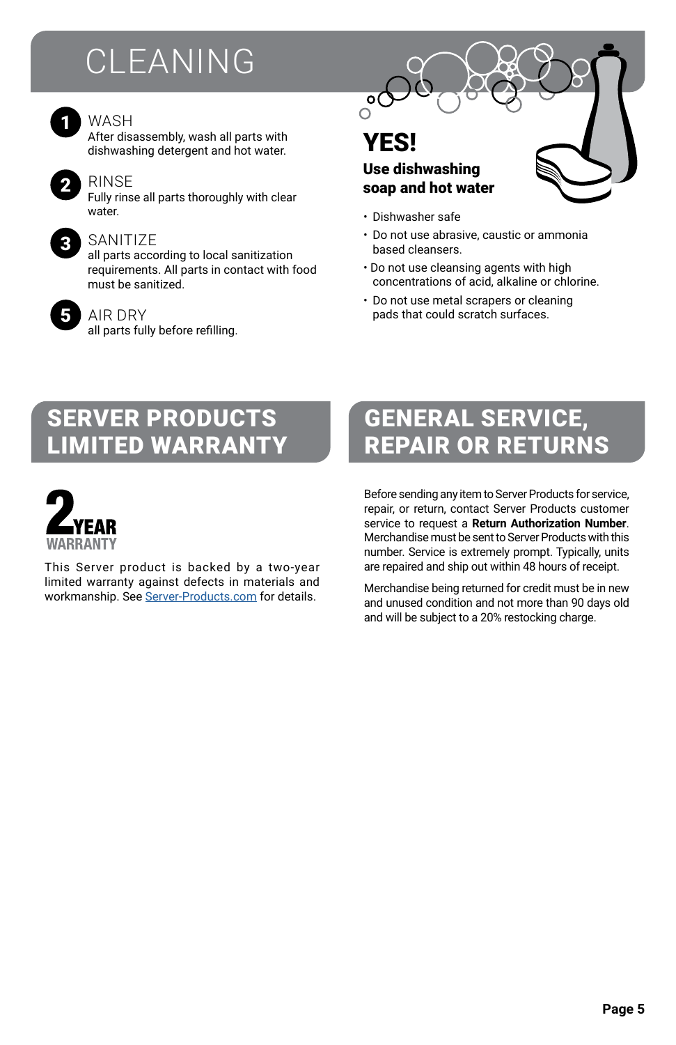# CLEANING

1. **WASH**
   After disassembly, wash all parts with dishwashing detergent and hot water.

2. **RINSE**
   Fully rinse all parts thoroughly with clear water.

3. **SANITIZE**
   all parts according to local sanitization requirements. All parts in contact with food must be sanitized.

5. **AIR DRY**
   all parts fully before refilling.

**YES!**

**Use dishwashing soap and hot water**

- Dishwasher safe
- Do not use abrasive, caustic or ammonia based cleansers.
- Do not use cleansing agents with high concentrations of acid, alkaline or chlorine.
- Do not use metal scrapers or cleaning pads that could scratch surfaces.

## SERVER PRODUCTS LIMITED WARRANTY

**2 YEAR WARRANTY**

This Server product is backed by a two-year limited warranty against defects in materials and workmanship. See Server-Products.com for details.

## GENERAL SERVICE, REPAIR OR RETURNS

Before sending any item to Server Products for service, repair, or return, contact Server Products customer service to request a **Return Authorization Number**. Merchandise must be sent to Server Products with this number. Service is extremely prompt. Typically, units are repaired and ship out within 48 hours of receipt.

Merchandise being returned for credit must be in new and unused condition and not more than 90 days old and will be subject to a 20% restocking charge.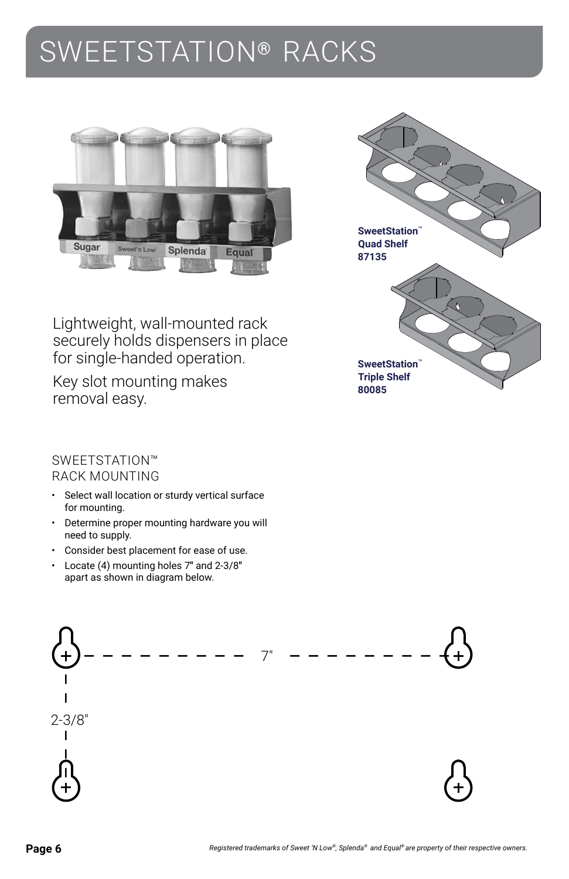# SWEETSTATION® RACKS

Sugar | Sweet'n Low | Splenda | Equal

**SweetStation™ Quad Shelf 87135**

**SweetStation™ Triple Shelf 80085**

Lightweight, wall-mounted rack securely holds dispensers in place for single-handed operation.

Key slot mounting makes removal easy.

## SWEETSTATION™ RACK MOUNTING

- Select wall location or sturdy vertical surface for mounting.
- Determine proper mounting hardware you will need to supply.
- Consider best placement for ease of use.
- Locate (4) mounting holes 7" and 2-3/8" apart as shown in diagram below.

7"

2-3/8"

*Registered trademarks of Sweet 'N Low®, Splenda® and Equal® are property of their respective owners.*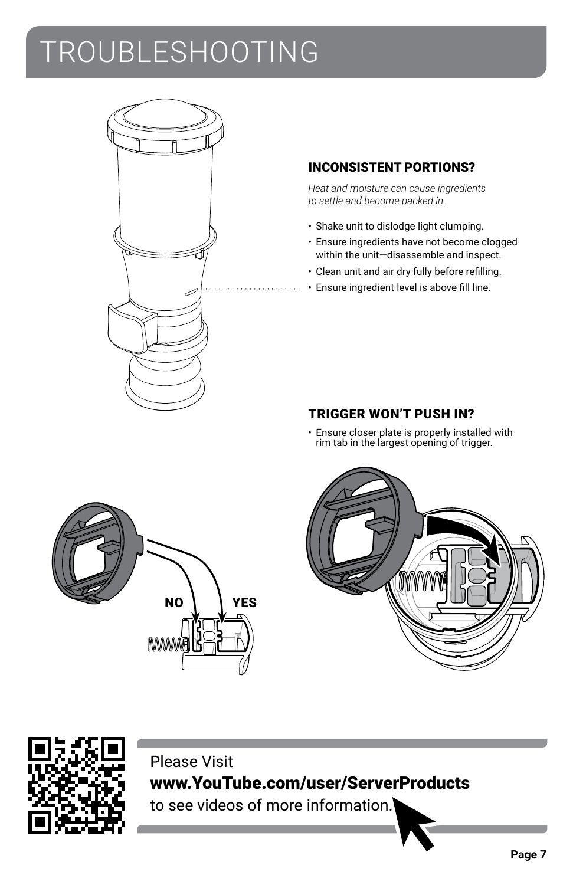# TROUBLESHOOTING

## INCONSISTENT PORTIONS?

*Heat and moisture can cause ingredients to settle and become packed in.*

- Shake unit to dislodge light clumping.
- Ensure ingredients have not become clogged within the unit—disassemble and inspect.
- Clean unit and air dry fully before refilling.
- Ensure ingredient level is above fill line.

## TRIGGER WON'T PUSH IN?

- Ensure closer plate is properly installed with rim tab in the largest opening of trigger.

NO YES

Please Visit
**www.YouTube.com/user/ServerProducts**
to see videos of more information.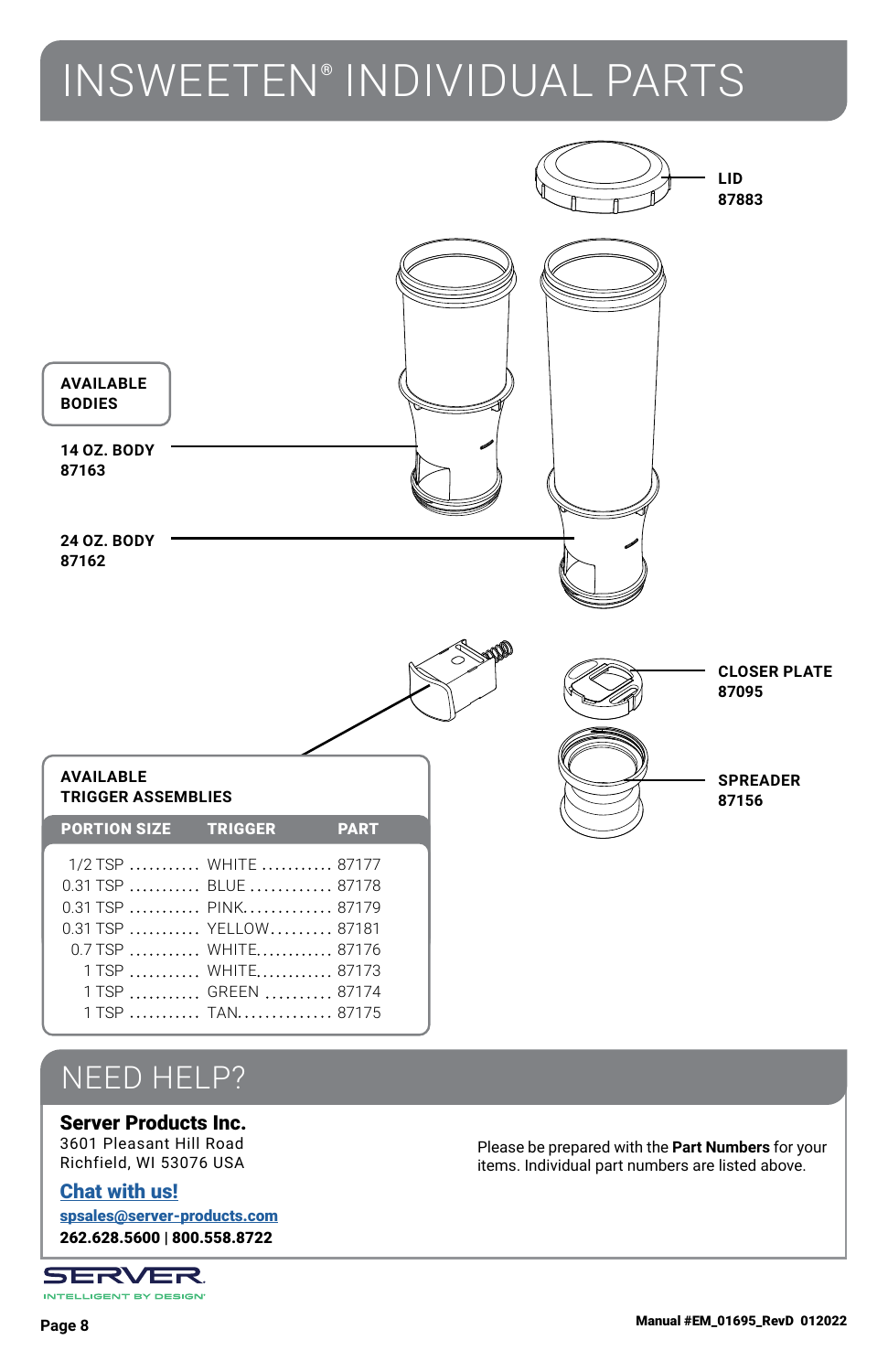# INSWEETEN® INDIVIDUAL PARTS

LID
87883

AVAILABLE BODIES

14 OZ. BODY
87163

24 OZ. BODY
87162

CLOSER PLATE
87095

SPREADER
87156

**AVAILABLE TRIGGER ASSEMBLIES**

| PORTION SIZE | TRIGGER | PART |
|---|---|---|
| 1/2 TSP | WHITE | 87177 |
| 0.31 TSP | BLUE | 87178 |
| 0.31 TSP | PINK | 87179 |
| 0.31 TSP | YELLOW | 87181 |
| 0.7 TSP | WHITE | 87176 |
| 1 TSP | WHITE | 87173 |
| 1 TSP | GREEN | 87174 |
| 1 TSP | TAN | 87175 |

# NEED HELP?

**Server Products Inc.**
3601 Pleasant Hill Road
Richfield, WI 53076 USA

**Chat with us!**
spsales@server-products.com
**262.628.5600 | 800.558.8722**

Please be prepared with the **Part Numbers** for your items. Individual part numbers are listed above.

SERVER
INTELLIGENT BY DESIGN®

**Manual #EM_01695_RevD 012022**